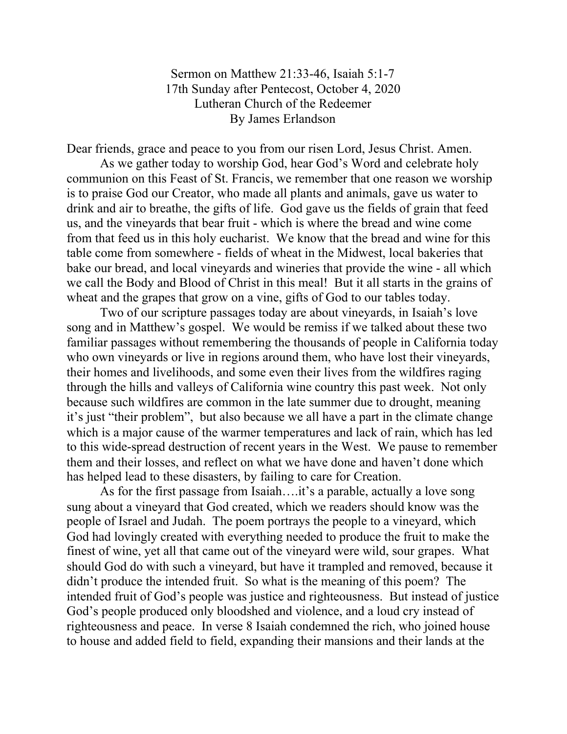Sermon on Matthew 21:33-46, Isaiah 5:1-7
17th Sunday after Pentecost, October 4, 2020
Lutheran Church of the Redeemer
By James Erlandson

Dear friends, grace and peace to you from our risen Lord, Jesus Christ. Amen.

As we gather today to worship God, hear God's Word and celebrate holy communion on this Feast of St. Francis, we remember that one reason we worship is to praise God our Creator, who made all plants and animals, gave us water to drink and air to breathe, the gifts of life. God gave us the fields of grain that feed us, and the vineyards that bear fruit - which is where the bread and wine come from that feed us in this holy eucharist. We know that the bread and wine for this table come from somewhere - fields of wheat in the Midwest, local bakeries that bake our bread, and local vineyards and wineries that provide the wine - all which we call the Body and Blood of Christ in this meal! But it all starts in the grains of wheat and the grapes that grow on a vine, gifts of God to our tables today.

Two of our scripture passages today are about vineyards, in Isaiah's love song and in Matthew's gospel. We would be remiss if we talked about these two familiar passages without remembering the thousands of people in California today who own vineyards or live in regions around them, who have lost their vineyards, their homes and livelihoods, and some even their lives from the wildfires raging through the hills and valleys of California wine country this past week. Not only because such wildfires are common in the late summer due to drought, meaning it's just "their problem", but also because we all have a part in the climate change which is a major cause of the warmer temperatures and lack of rain, which has led to this wide-spread destruction of recent years in the West. We pause to remember them and their losses, and reflect on what we have done and haven't done which has helped lead to these disasters, by failing to care for Creation.

As for the first passage from Isaiah….it's a parable, actually a love song sung about a vineyard that God created, which we readers should know was the people of Israel and Judah. The poem portrays the people to a vineyard, which God had lovingly created with everything needed to produce the fruit to make the finest of wine, yet all that came out of the vineyard were wild, sour grapes. What should God do with such a vineyard, but have it trampled and removed, because it didn't produce the intended fruit. So what is the meaning of this poem? The intended fruit of God's people was justice and righteousness. But instead of justice God's people produced only bloodshed and violence, and a loud cry instead of righteousness and peace. In verse 8 Isaiah condemned the rich, who joined house to house and added field to field, expanding their mansions and their lands at the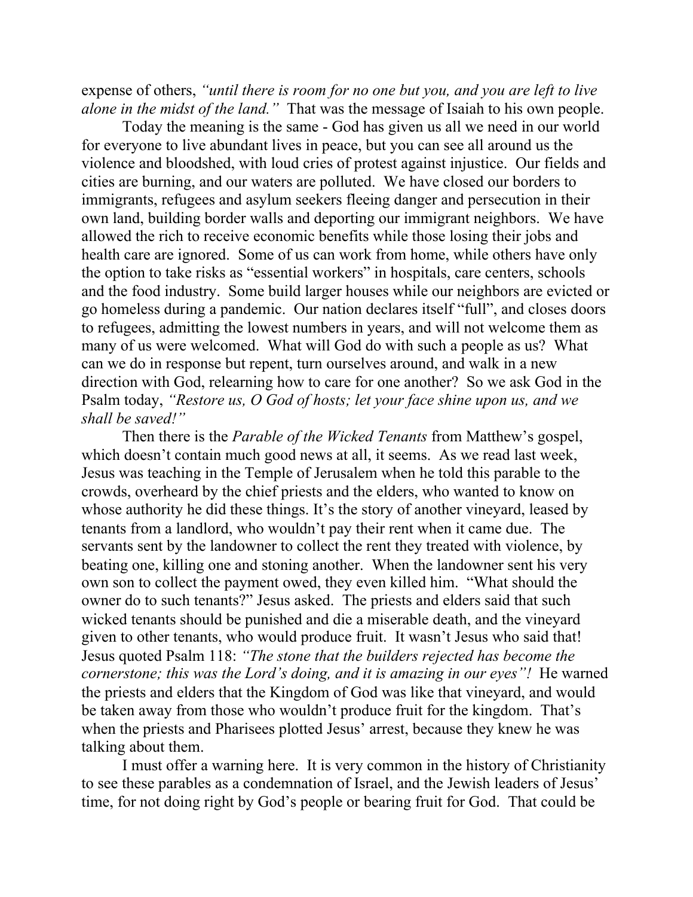expense of others, *"until there is room for no one but you, and you are left to live alone in the midst of the land."* That was the message of Isaiah to his own people.

Today the meaning is the same - God has given us all we need in our world for everyone to live abundant lives in peace, but you can see all around us the violence and bloodshed, with loud cries of protest against injustice. Our fields and cities are burning, and our waters are polluted. We have closed our borders to immigrants, refugees and asylum seekers fleeing danger and persecution in their own land, building border walls and deporting our immigrant neighbors. We have allowed the rich to receive economic benefits while those losing their jobs and health care are ignored. Some of us can work from home, while others have only the option to take risks as "essential workers" in hospitals, care centers, schools and the food industry. Some build larger houses while our neighbors are evicted or go homeless during a pandemic. Our nation declares itself "full", and closes doors to refugees, admitting the lowest numbers in years, and will not welcome them as many of us were welcomed. What will God do with such a people as us? What can we do in response but repent, turn ourselves around, and walk in a new direction with God, relearning how to care for one another? So we ask God in the Psalm today, *"Restore us, O God of hosts; let your face shine upon us, and we shall be saved!"*

Then there is the *Parable of the Wicked Tenants* from Matthew's gospel, which doesn't contain much good news at all, it seems. As we read last week, Jesus was teaching in the Temple of Jerusalem when he told this parable to the crowds, overheard by the chief priests and the elders, who wanted to know on whose authority he did these things. It's the story of another vineyard, leased by tenants from a landlord, who wouldn't pay their rent when it came due. The servants sent by the landowner to collect the rent they treated with violence, by beating one, killing one and stoning another. When the landowner sent his very own son to collect the payment owed, they even killed him. "What should the owner do to such tenants?" Jesus asked. The priests and elders said that such wicked tenants should be punished and die a miserable death, and the vineyard given to other tenants, who would produce fruit. It wasn't Jesus who said that! Jesus quoted Psalm 118: *"The stone that the builders rejected has become the cornerstone; this was the Lord's doing, and it is amazing in our eyes"!* He warned the priests and elders that the Kingdom of God was like that vineyard, and would be taken away from those who wouldn't produce fruit for the kingdom. That's when the priests and Pharisees plotted Jesus' arrest, because they knew he was talking about them.

I must offer a warning here. It is very common in the history of Christianity to see these parables as a condemnation of Israel, and the Jewish leaders of Jesus' time, for not doing right by God's people or bearing fruit for God. That could be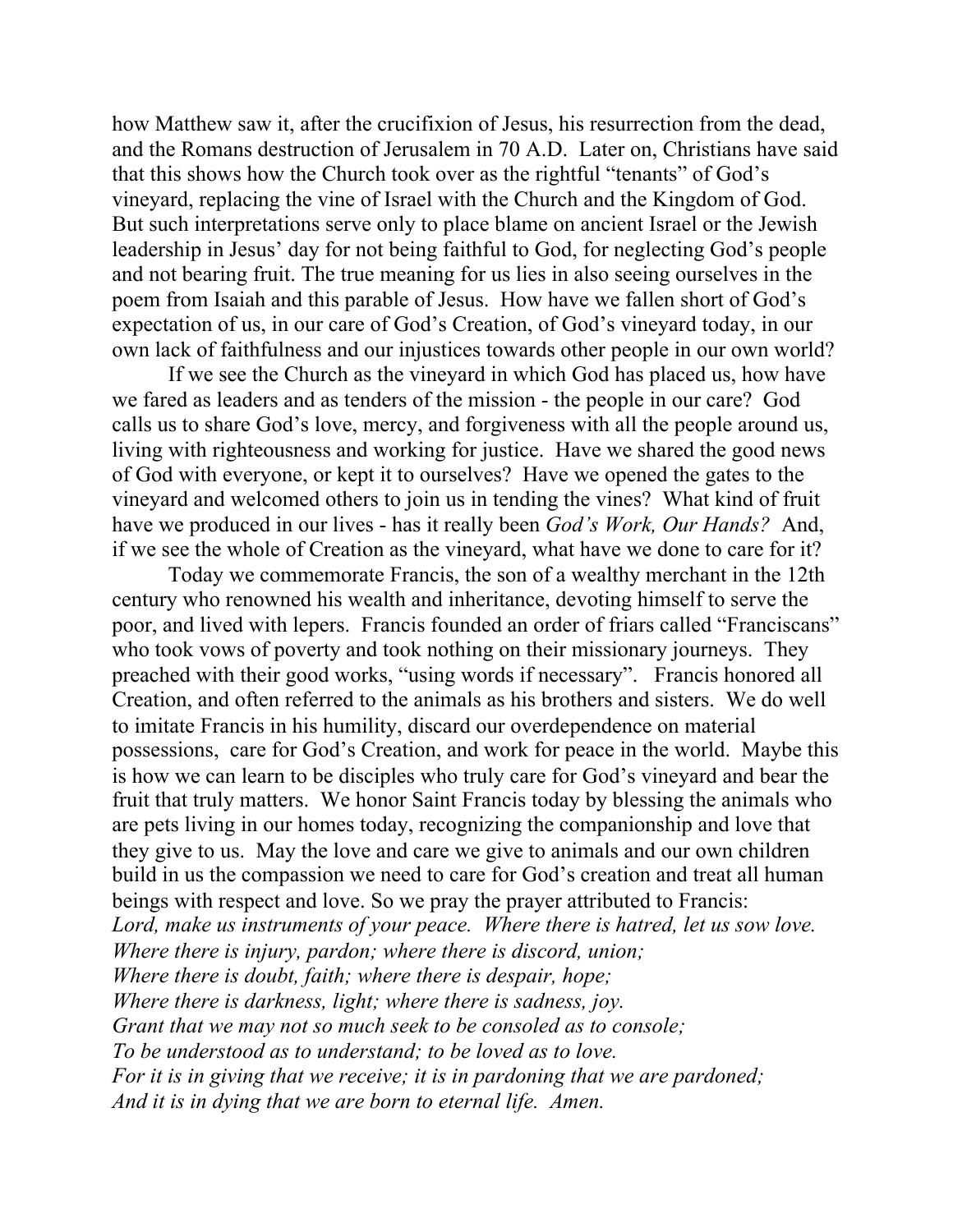how Matthew saw it, after the crucifixion of Jesus, his resurrection from the dead, and the Romans destruction of Jerusalem in 70 A.D. Later on, Christians have said that this shows how the Church took over as the rightful "tenants" of God's vineyard, replacing the vine of Israel with the Church and the Kingdom of God. But such interpretations serve only to place blame on ancient Israel or the Jewish leadership in Jesus' day for not being faithful to God, for neglecting God's people and not bearing fruit. The true meaning for us lies in also seeing ourselves in the poem from Isaiah and this parable of Jesus. How have we fallen short of God's expectation of us, in our care of God's Creation, of God's vineyard today, in our own lack of faithfulness and our injustices towards other people in our own world?

If we see the Church as the vineyard in which God has placed us, how have we fared as leaders and as tenders of the mission - the people in our care? God calls us to share God's love, mercy, and forgiveness with all the people around us, living with righteousness and working for justice. Have we shared the good news of God with everyone, or kept it to ourselves? Have we opened the gates to the vineyard and welcomed others to join us in tending the vines? What kind of fruit have we produced in our lives - has it really been *God's Work, Our Hands?* And, if we see the whole of Creation as the vineyard, what have we done to care for it?

Today we commemorate Francis, the son of a wealthy merchant in the 12th century who renowned his wealth and inheritance, devoting himself to serve the poor, and lived with lepers. Francis founded an order of friars called "Franciscans" who took vows of poverty and took nothing on their missionary journeys. They preached with their good works, "using words if necessary". Francis honored all Creation, and often referred to the animals as his brothers and sisters. We do well to imitate Francis in his humility, discard our overdependence on material possessions, care for God's Creation, and work for peace in the world. Maybe this is how we can learn to be disciples who truly care for God's vineyard and bear the fruit that truly matters. We honor Saint Francis today by blessing the animals who are pets living in our homes today, recognizing the companionship and love that they give to us. May the love and care we give to animals and our own children build in us the compassion we need to care for God's creation and treat all human beings with respect and love. So we pray the prayer attributed to Francis:

*Lord, make us instruments of your peace. Where there is hatred, let us sow love.*
*Where there is injury, pardon; where there is discord, union;*
*Where there is doubt, faith; where there is despair, hope;*
*Where there is darkness, light; where there is sadness, joy.*
*Grant that we may not so much seek to be consoled as to console;*
*To be understood as to understand; to be loved as to love.*
*For it is in giving that we receive; it is in pardoning that we are pardoned;*
*And it is in dying that we are born to eternal life. Amen.*